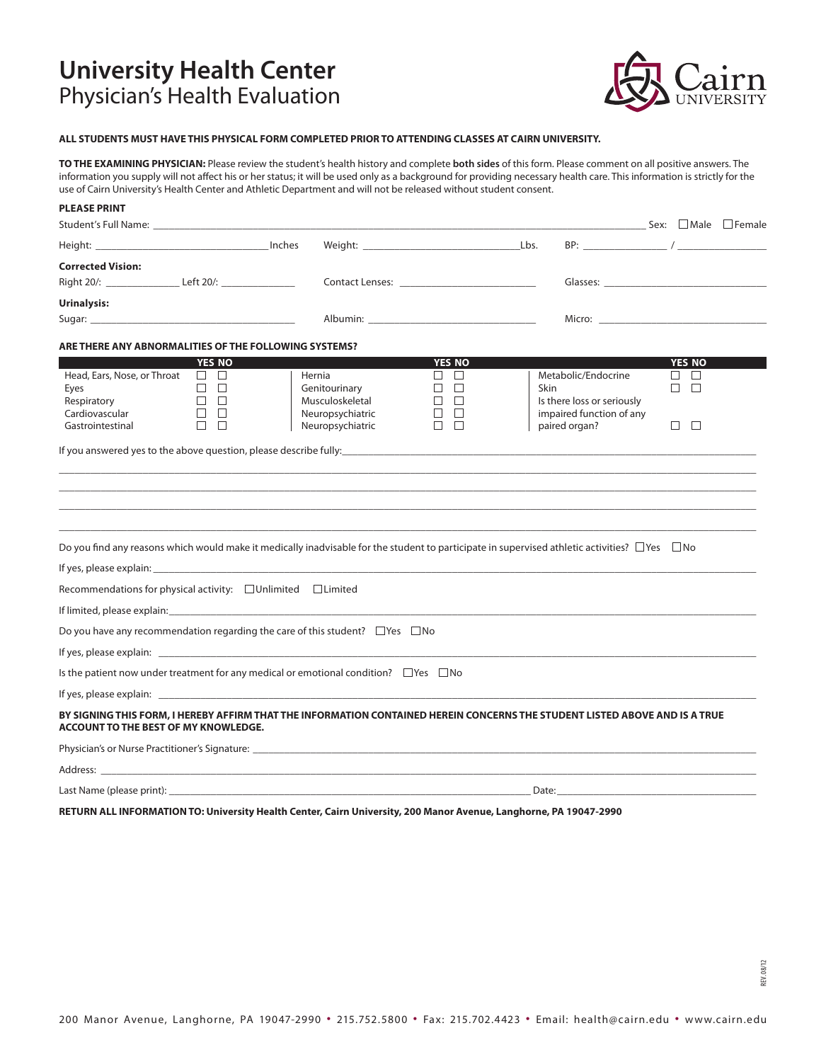# University Health Center
## Physician's Health Evaluation

Cairn UNIVERSITY

**ALL STUDENTS MUST HAVE THIS PHYSICAL FORM COMPLETED PRIOR TO ATTENDING CLASSES AT CAIRN UNIVERSITY.**

**TO THE EXAMINING PHYSICIAN:** Please review the student's health history and complete **both sides** of this form. Please comment on all positive answers. The information you supply will not affect his or her status; it will be used only as a background for providing necessary health care. This information is strictly for the use of Cairn University's Health Center and Athletic Department and will not be released without student consent.

**PLEASE PRINT**

Student's Full Name: ______________________________ Sex: ☐Male ☐Female

Height: ______________ Inches Weight: ______________ Lbs. BP: ________ / ________

**Corrected Vision:**

Right 20/: __________ Left 20/: __________ Contact Lenses: ______________ Glasses: ______________

**Urinalysis:**

Sugar: ______________ Albumin: ______________ Micro: ______________

**ARE THERE ANY ABNORMALITIES OF THE FOLLOWING SYSTEMS?**

| | YES | NO | | YES | NO | | YES | NO |
|---|---|---|---|---|---|---|---|---|
| Head, Ears, Nose, or Throat | ☐ | ☐ | Hernia | ☐ | ☐ | Metabolic/Endocrine | ☐ | ☐ |
| Eyes | ☐ | ☐ | Genitourinary | ☐ | ☐ | Skin | ☐ | ☐ |
| Respiratory | ☐ | ☐ | Musculoskeletal | ☐ | ☐ | Is there loss or seriously impaired function of any paired organ? | ☐ | ☐ |
| Cardiovascular | ☐ | ☐ | Neuropsychiatric | ☐ | ☐ | | | |
| Gastrointestinal | ☐ | ☐ | Neuropsychiatric | ☐ | ☐ | | | |

If you answered yes to the above question, please describe fully: ______________________________

______________________________

______________________________

______________________________

______________________________

Do you find any reasons which would make it medically inadvisable for the student to participate in supervised athletic activities? ☐Yes ☐No

If yes, please explain: ______________________________

Recommendations for physical activity: ☐Unlimited ☐Limited

If limited, please explain: ______________________________

Do you have any recommendation regarding the care of this student? ☐Yes ☐No

If yes, please explain: ______________________________

Is the patient now under treatment for any medical or emotional condition? ☐Yes ☐No

If yes, please explain: ______________________________

**BY SIGNING THIS FORM, I HEREBY AFFIRM THAT THE INFORMATION CONTAINED HEREIN CONCERNS THE STUDENT LISTED ABOVE AND IS A TRUE ACCOUNT TO THE BEST OF MY KNOWLEDGE.**

Physician's or Nurse Practitioner's Signature: ______________________________

Address: ______________________________

Last Name (please print): ______________________________ Date: ______________

**RETURN ALL INFORMATION TO: University Health Center, Cairn University, 200 Manor Avenue, Langhorne, PA 19047-2990**

REV. 08/12

200 Manor Avenue, Langhorne, PA 19047-2990 • 215.752.5800 • Fax: 215.702.4423 • Email: health@cairn.edu • www.cairn.edu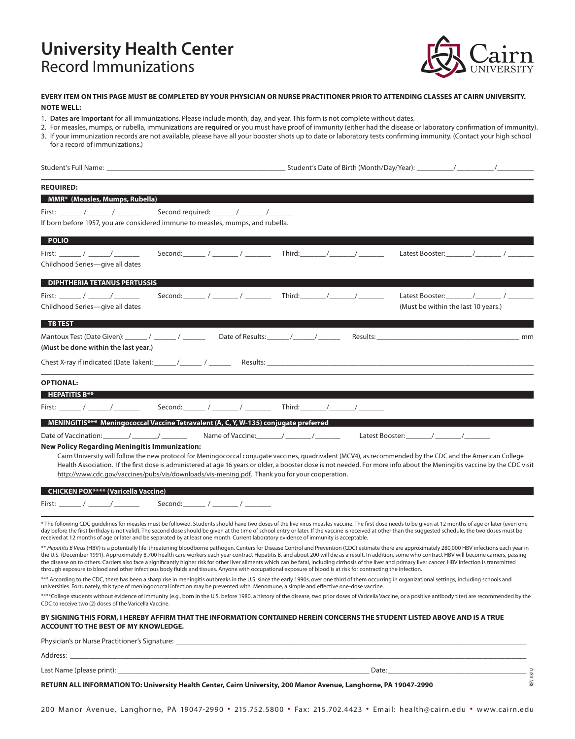# University Health Center
## Record Immunizations

Cairn UNIVERSITY

**EVERY ITEM ON THIS PAGE MUST BE COMPLETED BY YOUR PHYSICIAN OR NURSE PRACTITIONER PRIOR TO ATTENDING CLASSES AT CAIRN UNIVERSITY.**

**NOTE WELL:**

1. **Dates are Important** for all immunizations. Please include month, day, and year. This form is not complete without dates.
2. For measles, mumps, or rubella, immunizations are **required** or you must have proof of immunity (either had the disease or laboratory confirmation of immunity).
3. If your immunization records are not available, please have all your booster shots up to date or laboratory tests confirming immunity. (Contact your high school for a record of immunizations.)

Student's Full Name: ______________________________ Student's Date of Birth (Month/Day/Year): ______/______/______

**REQUIRED:**

**MMR* (Measles, Mumps, Rubella)**

First: ______ / ______ / ______ Second required: ______ / ______ / ______

If born before 1957, you are considered immune to measles, mumps, and rubella.

**POLIO**

First: ______ / ______/ ______ Second: ______ / ______ / ______ Third: ______/ ______/ ______ Latest Booster: ______/ ______ / ______

Childhood Series—give all dates

**DIPHTHERIA TETANUS PERTUSSIS**

First: ______ / ______/ ______ Second: ______ / ______ / ______ Third: ______/ ______/ ______ Latest Booster: ______/ ______ / ______

Childhood Series—give all dates (Must be within the last 10 years.)

**TB TEST**

Mantoux Test (Date Given): ______ / ______ / ______ Date of Results: ______/ ______/ ______ Results: ______________ mm

**(Must be done within the last year.)**

Chest X-ray if indicated (Date Taken): ______/ ______ / ______ Results: ______________________

**OPTIONAL:**

**HEPATITIS B****

First: ______ / ______/ ______ Second: ______ / ______ / ______ Third: ______/ ______/ ______

**MENINGITIS*** Meningococcal Vaccine Tetravalent (A, C, Y, W-135) conjugate preferred**

Date of Vaccination: ______/ ______/ ______ Name of Vaccine: ______/ ______/ ______ Latest Booster: ______/ ______/ ______

**New Policy Regarding Meningitis Immunization:**

Cairn University will follow the new protocol for Meningococcal conjugate vaccines, quadrivalent (MCV4), as recommended by the CDC and the American College Health Association. If the first dose is administered at age 16 years or older, a booster dose is not needed. For more info about the Meningitis vaccine by the CDC visit http://www.cdc.gov/vaccines/pubs/vis/downloads/vis-mening.pdf. Thank you for your cooperation.

**CHICKEN POX**** (Varicella Vaccine)**

First: ______ / ______/ ______ Second: ______ / ______ / ______

* The following CDC guidelines for measles must be followed. Students should have two doses of the live virus measles vaccine. The first dose needs to be given at 12 months of age or later (even one day before the first birthday is not valid). The second dose should be given at the time of school entry or later. If the vaccine is received at other than the suggested schedule, the two doses must be received at 12 months of age or later and be separated by at least one month. Current laboratory evidence of immunity is acceptable.

** *Hepatitis B Virus* (HBV) is a potentially life-threatening bloodborne pathogen. Centers for Disease Control and Prevention (CDC) estimate there are approximately 280,000 HBV infections each year in the U.S. (December 1991). Approximately 8,700 health care workers each year contract Hepatitis B, and about 200 will die as a result. In addition, some who contract HBV will become carriers, passing the disease on to others. Carriers also face a significantly higher risk for other liver ailments which can be fatal, including cirrhosis of the liver and primary liver cancer. HBV infection is transmitted through exposure to blood and other infectious body fluids and tissues. Anyone with occupational exposure of blood is at risk for contracting the infection.

*** According to the CDC, there has been a sharp rise in meningitis outbreaks in the U.S. since the early 1990s, over one third of them occurring in organizational settings, including schools and universities. Fortunately, this type of meningococcal infection may be prevented with Menomune, a simple and effective one-dose vaccine.

****College students without evidence of immunity (e.g., born in the U.S. before 1980, a history of the disease, two prior doses of Varicella Vaccine, or a positive antibody titer) are recommended by the CDC to receive two (2) doses of the Varicella Vaccine.

**BY SIGNING THIS FORM, I HEREBY AFFIRM THAT THE INFORMATION CONTAINED HEREIN CONCERNS THE STUDENT LISTED ABOVE AND IS A TRUE ACCOUNT TO THE BEST OF MY KNOWLEDGE.**

Physician's or Nurse Practitioner's Signature: ______________________________

Address: ______________________________

Last Name (please print): ______________________________ Date: ______________

**RETURN ALL INFORMATION TO: University Health Center, Cairn University, 200 Manor Avenue, Langhorne, PA 19047-2990**

REV. 08/12

200 Manor Avenue, Langhorne, PA 19047-2990 • 215.752.5800 • Fax: 215.702.4423 • Email: health@cairn.edu • www.cairn.edu